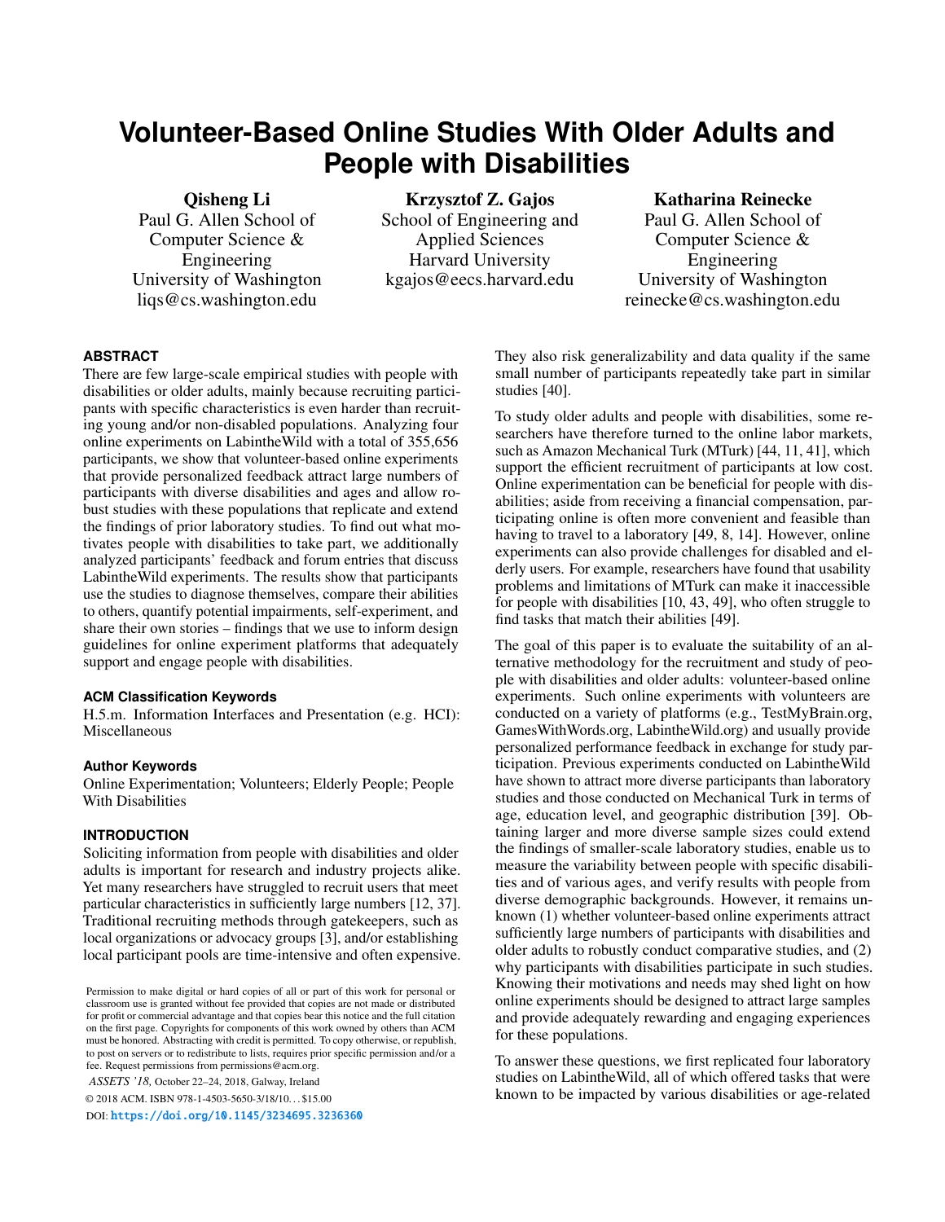# Volunteer-Based Online Studies With Older Adults and People with Disabilities

**Qisheng Li**
Paul G. Allen School of Computer Science & Engineering
University of Washington
liqs@cs.washington.edu

**Krzysztof Z. Gajos**
School of Engineering and Applied Sciences
Harvard University
kgajos@eecs.harvard.edu

**Katharina Reinecke**
Paul G. Allen School of Computer Science & Engineering
University of Washington
reinecke@cs.washington.edu

## ABSTRACT

There are few large-scale empirical studies with people with disabilities or older adults, mainly because recruiting participants with specific characteristics is even harder than recruiting young and/or non-disabled populations. Analyzing four online experiments on LabintheWild with a total of 355,656 participants, we show that volunteer-based online experiments that provide personalized feedback attract large numbers of participants with diverse disabilities and ages and allow robust studies with these populations that replicate and extend the findings of prior laboratory studies. To find out what motivates people with disabilities to take part, we additionally analyzed participants' feedback and forum entries that discuss LabintheWild experiments. The results show that participants use the studies to diagnose themselves, compare their abilities to others, quantify potential impairments, self-experiment, and share their own stories – findings that we use to inform design guidelines for online experiment platforms that adequately support and engage people with disabilities.

### ACM Classification Keywords

H.5.m. Information Interfaces and Presentation (e.g. HCI): Miscellaneous

### Author Keywords

Online Experimentation; Volunteers; Elderly People; People With Disabilities

## INTRODUCTION

Soliciting information from people with disabilities and older adults is important for research and industry projects alike. Yet many researchers have struggled to recruit users that meet particular characteristics in sufficiently large numbers [12, 37]. Traditional recruiting methods through gatekeepers, such as local organizations or advocacy groups [3], and/or establishing local participant pools are time-intensive and often expensive. They also risk generalizability and data quality if the same small number of participants repeatedly take part in similar studies [40].

To study older adults and people with disabilities, some researchers have therefore turned to the online labor markets, such as Amazon Mechanical Turk (MTurk) [44, 11, 41], which support the efficient recruitment of participants at low cost. Online experimentation can be beneficial for people with disabilities; aside from receiving a financial compensation, participating online is often more convenient and feasible than having to travel to a laboratory [49, 8, 14]. However, online experiments can also provide challenges for disabled and elderly users. For example, researchers have found that usability problems and limitations of MTurk can make it inaccessible for people with disabilities [10, 43, 49], who often struggle to find tasks that match their abilities [49].

The goal of this paper is to evaluate the suitability of an alternative methodology for the recruitment and study of people with disabilities and older adults: volunteer-based online experiments. Such online experiments with volunteers are conducted on a variety of platforms (e.g., TestMyBrain.org, GamesWithWords.org, LabintheWild.org) and usually provide personalized performance feedback in exchange for study participation. Previous experiments conducted on LabintheWild have shown to attract more diverse participants than laboratory studies and those conducted on Mechanical Turk in terms of age, education level, and geographic distribution [39]. Obtaining larger and more diverse sample sizes could extend the findings of smaller-scale laboratory studies, enable us to measure the variability between people with specific disabilities and of various ages, and verify results with people from diverse demographic backgrounds. However, it remains unknown (1) whether volunteer-based online experiments attract sufficiently large numbers of participants with disabilities and older adults to robustly conduct comparative studies, and (2) why participants with disabilities participate in such studies. Knowing their motivations and needs may shed light on how online experiments should be designed to attract large samples and provide adequately rewarding and engaging experiences for these populations.

To answer these questions, we first replicated four laboratory studies on LabintheWild, all of which offered tasks that were known to be impacted by various disabilities or age-related

Permission to make digital or hard copies of all or part of this work for personal or classroom use is granted without fee provided that copies are not made or distributed for profit or commercial advantage and that copies bear this notice and the full citation on the first page. Copyrights for components of this work owned by others than ACM must be honored. Abstracting with credit is permitted. To copy otherwise, or republish, to post on servers or to redistribute to lists, requires prior specific permission and/or a fee. Request permissions from permissions@acm.org.

*ASSETS '18,* October 22–24, 2018, Galway, Ireland

© 2018 ACM. ISBN 978-1-4503-5650-3/18/10...$15.00

DOI: https://doi.org/10.1145/3234695.3236360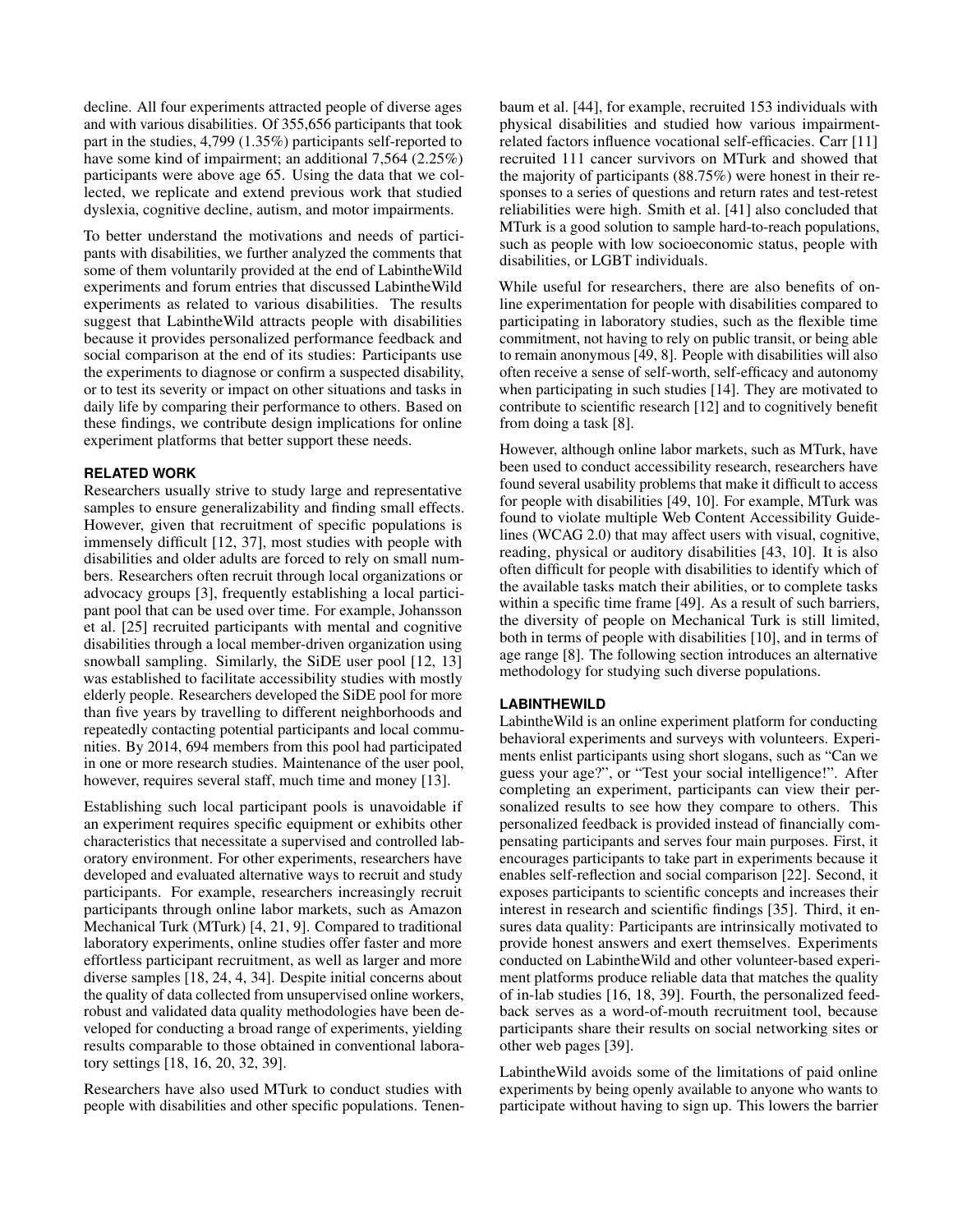decline. All four experiments attracted people of diverse ages and with various disabilities. Of 355,656 participants that took part in the studies, 4,799 (1.35%) participants self-reported to have some kind of impairment; an additional 7,564 (2.25%) participants were above age 65. Using the data that we collected, we replicate and extend previous work that studied dyslexia, cognitive decline, autism, and motor impairments.

To better understand the motivations and needs of participants with disabilities, we further analyzed the comments that some of them voluntarily provided at the end of LabintheWild experiments and forum entries that discussed LabintheWild experiments as related to various disabilities. The results suggest that LabintheWild attracts people with disabilities because it provides personalized performance feedback and social comparison at the end of its studies: Participants use the experiments to diagnose or confirm a suspected disability, or to test its severity or impact on other situations and tasks in daily life by comparing their performance to others. Based on these findings, we contribute design implications for online experiment platforms that better support these needs.

## RELATED WORK

Researchers usually strive to study large and representative samples to ensure generalizability and finding small effects. However, given that recruitment of specific populations is immensely difficult [12, 37], most studies with people with disabilities and older adults are forced to rely on small numbers. Researchers often recruit through local organizations or advocacy groups [3], frequently establishing a local participant pool that can be used over time. For example, Johansson et al. [25] recruited participants with mental and cognitive disabilities through a local member-driven organization using snowball sampling. Similarly, the SiDE user pool [12, 13] was established to facilitate accessibility studies with mostly elderly people. Researchers developed the SiDE pool for more than five years by travelling to different neighborhoods and repeatedly contacting potential participants and local communities. By 2014, 694 members from this pool had participated in one or more research studies. Maintenance of the user pool, however, requires several staff, much time and money [13].

Establishing such local participant pools is unavoidable if an experiment requires specific equipment or exhibits other characteristics that necessitate a supervised and controlled laboratory environment. For other experiments, researchers have developed and evaluated alternative ways to recruit and study participants. For example, researchers increasingly recruit participants through online labor markets, such as Amazon Mechanical Turk (MTurk) [4, 21, 9]. Compared to traditional laboratory experiments, online studies offer faster and more effortless participant recruitment, as well as larger and more diverse samples [18, 24, 4, 34]. Despite initial concerns about the quality of data collected from unsupervised online workers, robust and validated data quality methodologies have been developed for conducting a broad range of experiments, yielding results comparable to those obtained in conventional laboratory settings [18, 16, 20, 32, 39].

Researchers have also used MTurk to conduct studies with people with disabilities and other specific populations. Tenenbaum et al. [44], for example, recruited 153 individuals with physical disabilities and studied how various impairment-related factors influence vocational self-efficacies. Carr [11] recruited 111 cancer survivors on MTurk and showed that the majority of participants (88.75%) were honest in their responses to a series of questions and return rates and test-retest reliabilities were high. Smith et al. [41] also concluded that MTurk is a good solution to sample hard-to-reach populations, such as people with low socioeconomic status, people with disabilities, or LGBT individuals.

While useful for researchers, there are also benefits of online experimentation for people with disabilities compared to participating in laboratory studies, such as the flexible time commitment, not having to rely on public transit, or being able to remain anonymous [49, 8]. People with disabilities will also often receive a sense of self-worth, self-efficacy and autonomy when participating in such studies [14]. They are motivated to contribute to scientific research [12] and to cognitively benefit from doing a task [8].

However, although online labor markets, such as MTurk, have been used to conduct accessibility research, researchers have found several usability problems that make it difficult to access for people with disabilities [49, 10]. For example, MTurk was found to violate multiple Web Content Accessibility Guidelines (WCAG 2.0) that may affect users with visual, cognitive, reading, physical or auditory disabilities [43, 10]. It is also often difficult for people with disabilities to identify which of the available tasks match their abilities, or to complete tasks within a specific time frame [49]. As a result of such barriers, the diversity of people on Mechanical Turk is still limited, both in terms of people with disabilities [10], and in terms of age range [8]. The following section introduces an alternative methodology for studying such diverse populations.

## LABINTHEWILD

LabintheWild is an online experiment platform for conducting behavioral experiments and surveys with volunteers. Experiments enlist participants using short slogans, such as "Can we guess your age?", or "Test your social intelligence!". After completing an experiment, participants can view their personalized results to see how they compare to others. This personalized feedback is provided instead of financially compensating participants and serves four main purposes. First, it encourages participants to take part in experiments because it enables self-reflection and social comparison [22]. Second, it exposes participants to scientific concepts and increases their interest in research and scientific findings [35]. Third, it ensures data quality: Participants are intrinsically motivated to provide honest answers and exert themselves. Experiments conducted on LabintheWild and other volunteer-based experiment platforms produce reliable data that matches the quality of in-lab studies [16, 18, 39]. Fourth, the personalized feedback serves as a word-of-mouth recruitment tool, because participants share their results on social networking sites or other web pages [39].

LabintheWild avoids some of the limitations of paid online experiments by being openly available to anyone who wants to participate without having to sign up. This lowers the barrier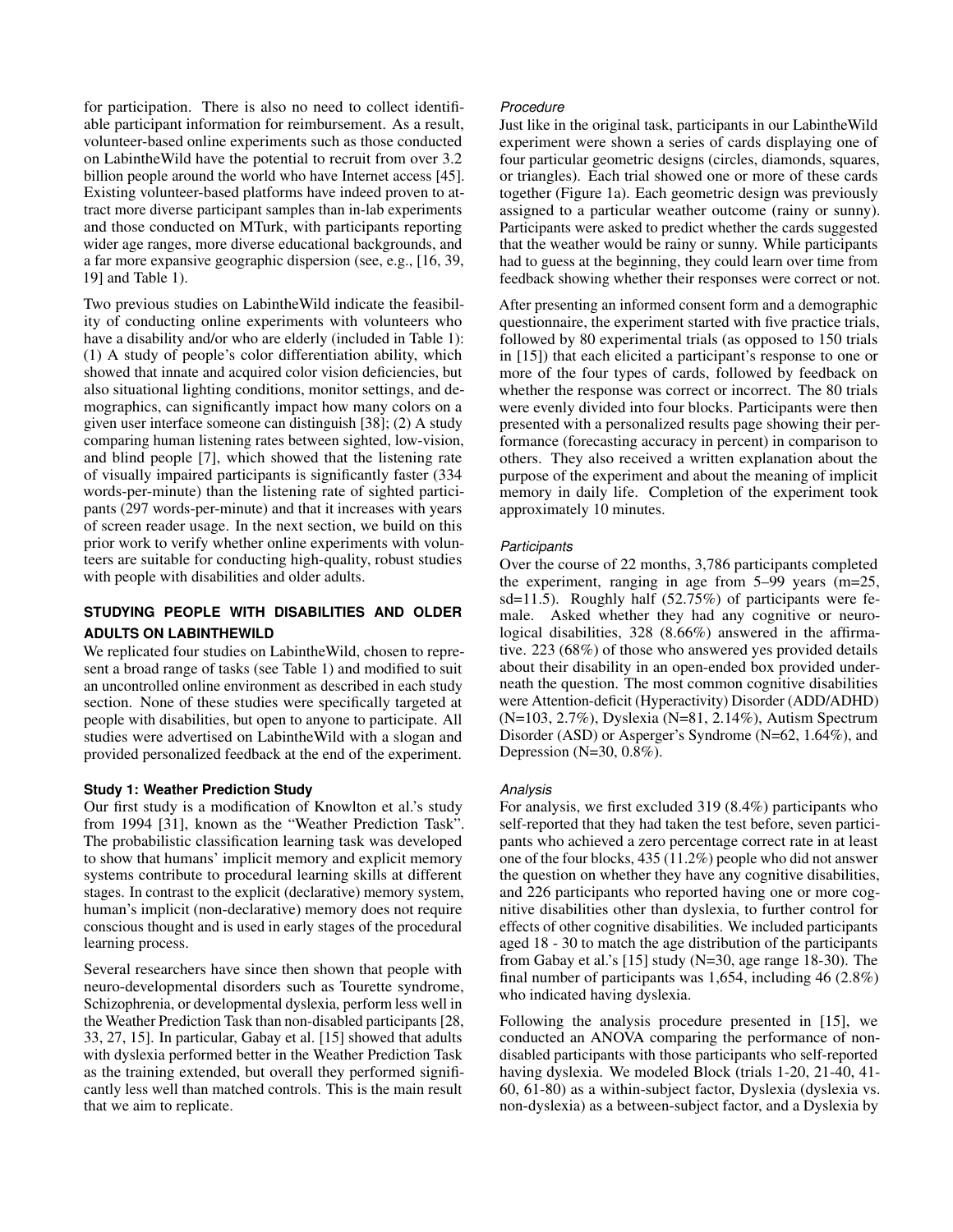for participation. There is also no need to collect identifiable participant information for reimbursement. As a result, volunteer-based online experiments such as those conducted on LabintheWild have the potential to recruit from over 3.2 billion people around the world who have Internet access [45]. Existing volunteer-based platforms have indeed proven to attract more diverse participant samples than in-lab experiments and those conducted on MTurk, with participants reporting wider age ranges, more diverse educational backgrounds, and a far more expansive geographic dispersion (see, e.g., [16, 39, 19] and Table 1).

Two previous studies on LabintheWild indicate the feasibility of conducting online experiments with volunteers who have a disability and/or who are elderly (included in Table 1): (1) A study of people's color differentiation ability, which showed that innate and acquired color vision deficiencies, but also situational lighting conditions, monitor settings, and demographics, can significantly impact how many colors on a given user interface someone can distinguish [38]; (2) A study comparing human listening rates between sighted, low-vision, and blind people [7], which showed that the listening rate of visually impaired participants is significantly faster (334 words-per-minute) than the listening rate of sighted participants (297 words-per-minute) and that it increases with years of screen reader usage. In the next section, we build on this prior work to verify whether online experiments with volunteers are suitable for conducting high-quality, robust studies with people with disabilities and older adults.

## STUDYING PEOPLE WITH DISABILITIES AND OLDER ADULTS ON LABINTHEWILD

We replicated four studies on LabintheWild, chosen to represent a broad range of tasks (see Table 1) and modified to suit an uncontrolled online environment as described in each study section. None of these studies were specifically targeted at people with disabilities, but open to anyone to participate. All studies were advertised on LabintheWild with a slogan and provided personalized feedback at the end of the experiment.

### Study 1: Weather Prediction Study

Our first study is a modification of Knowlton et al.'s study from 1994 [31], known as the "Weather Prediction Task". The probabilistic classification learning task was developed to show that humans' implicit memory and explicit memory systems contribute to procedural learning skills at different stages. In contrast to the explicit (declarative) memory system, human's implicit (non-declarative) memory does not require conscious thought and is used in early stages of the procedural learning process.

Several researchers have since then shown that people with neuro-developmental disorders such as Tourette syndrome, Schizophrenia, or developmental dyslexia, perform less well in the Weather Prediction Task than non-disabled participants [28, 33, 27, 15]. In particular, Gabay et al. [15] showed that adults with dyslexia performed better in the Weather Prediction Task as the training extended, but overall they performed significantly less well than matched controls. This is the main result that we aim to replicate.

#### *Procedure*

Just like in the original task, participants in our LabintheWild experiment were shown a series of cards displaying one of four particular geometric designs (circles, diamonds, squares, or triangles). Each trial showed one or more of these cards together (Figure 1a). Each geometric design was previously assigned to a particular weather outcome (rainy or sunny). Participants were asked to predict whether the cards suggested that the weather would be rainy or sunny. While participants had to guess at the beginning, they could learn over time from feedback showing whether their responses were correct or not.

After presenting an informed consent form and a demographic questionnaire, the experiment started with five practice trials, followed by 80 experimental trials (as opposed to 150 trials in [15]) that each elicited a participant's response to one or more of the four types of cards, followed by feedback on whether the response was correct or incorrect. The 80 trials were evenly divided into four blocks. Participants were then presented with a personalized results page showing their performance (forecasting accuracy in percent) in comparison to others. They also received a written explanation about the purpose of the experiment and about the meaning of implicit memory in daily life. Completion of the experiment took approximately 10 minutes.

#### *Participants*

Over the course of 22 months, 3,786 participants completed the experiment, ranging in age from 5–99 years (m=25, sd=11.5). Roughly half (52.75%) of participants were female. Asked whether they had any cognitive or neurological disabilities, 328 (8.66%) answered in the affirmative. 223 (68%) of those who answered yes provided details about their disability in an open-ended box provided underneath the question. The most common cognitive disabilities were Attention-deficit (Hyperactivity) Disorder (ADD/ADHD) (N=103, 2.7%), Dyslexia (N=81, 2.14%), Autism Spectrum Disorder (ASD) or Asperger's Syndrome (N=62, 1.64%), and Depression (N=30, 0.8%).

#### *Analysis*

For analysis, we first excluded 319 (8.4%) participants who self-reported that they had taken the test before, seven participants who achieved a zero percentage correct rate in at least one of the four blocks, 435 (11.2%) people who did not answer the question on whether they have any cognitive disabilities, and 226 participants who reported having one or more cognitive disabilities other than dyslexia, to further control for effects of other cognitive disabilities. We included participants aged 18 - 30 to match the age distribution of the participants from Gabay et al.'s [15] study (N=30, age range 18-30). The final number of participants was 1,654, including 46 (2.8%) who indicated having dyslexia.

Following the analysis procedure presented in [15], we conducted an ANOVA comparing the performance of non-disabled participants with those participants who self-reported having dyslexia. We modeled Block (trials 1-20, 21-40, 41-60, 61-80) as a within-subject factor, Dyslexia (dyslexia vs. non-dyslexia) as a between-subject factor, and a Dyslexia by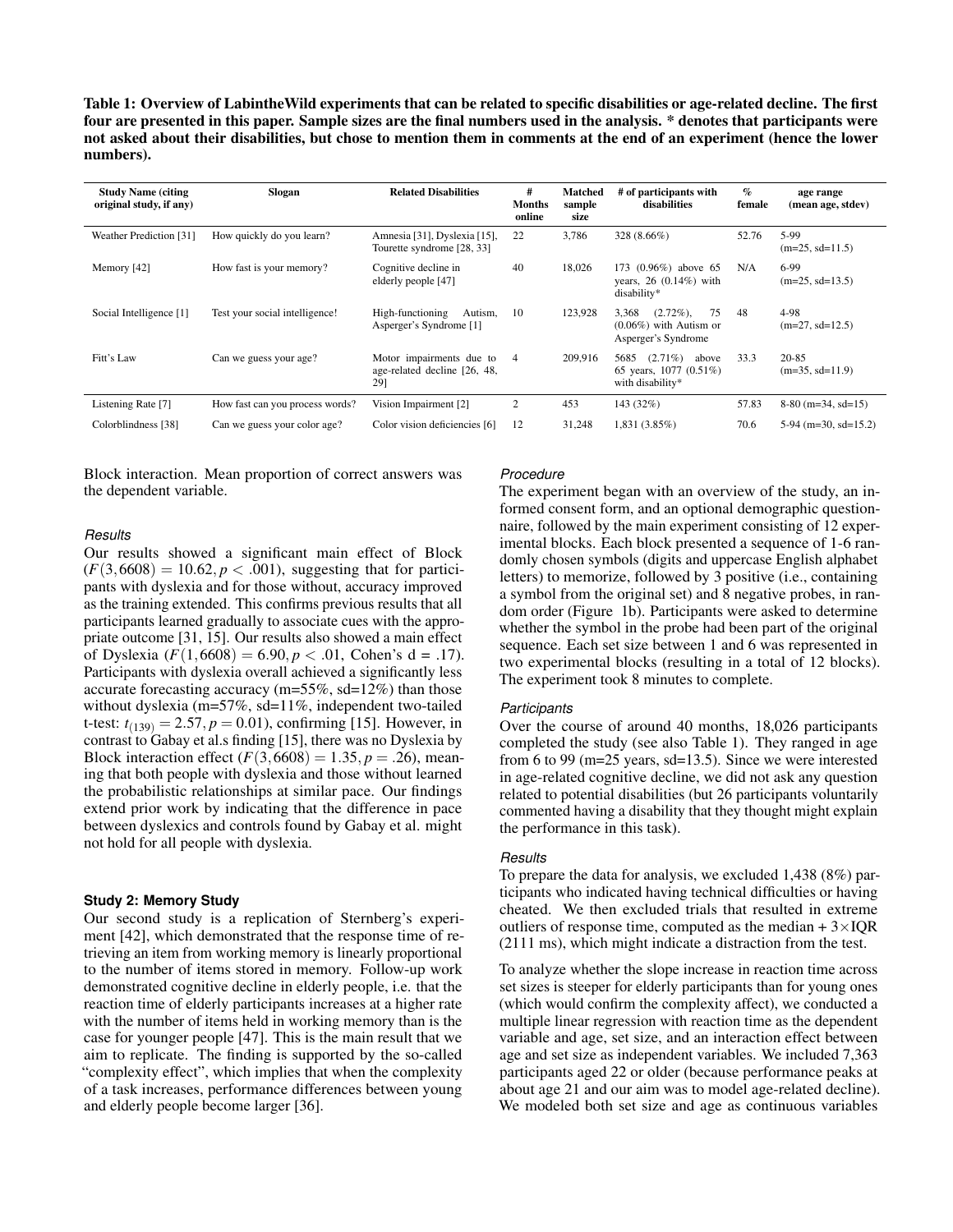**Table 1: Overview of LabintheWild experiments that can be related to specific disabilities or age-related decline. The first four are presented in this paper. Sample sizes are the final numbers used in the analysis. * denotes that participants were not asked about their disabilities, but chose to mention them in comments at the end of an experiment (hence the lower numbers).**

| Study Name (citing original study, if any) | Slogan | Related Disabilities | # Months online | Matched sample size | # of participants with disabilities | % female | age range (mean age, stdev) |
|---|---|---|---|---|---|---|---|
| Weather Prediction [31] | How quickly do you learn? | Amnesia [31], Dyslexia [15], Tourette syndrome [28, 33] | 22 | 3,786 | 328 (8.66%) | 52.76 | 5-99 (m=25, sd=11.5) |
| Memory [42] | How fast is your memory? | Cognitive decline in elderly people [47] | 40 | 18,026 | 173 (0.96%) above 65 years, 26 (0.14%) with disability* | N/A | 6-99 (m=25, sd=13.5) |
| Social Intelligence [1] | Test your social intelligence! | High-functioning Autism, Asperger's Syndrome [1] | 10 | 123,928 | 3,368 (2.72%), 75 (0.06%) with Autism or Asperger's Syndrome | 48 | 4-98 (m=27, sd=12.5) |
| Fitt's Law | Can we guess your age? | Motor impairments due to age-related decline [26, 48, 29] | 4 | 209,916 | 5685 (2.71%) above 65 years, 1077 (0.51%) with disability* | 33.3 | 20-85 (m=35, sd=11.9) |
| Listening Rate [7] | How fast can you process words? | Vision Impairment [2] | 2 | 453 | 143 (32%) | 57.83 | 8-80 (m=34, sd=15) |
| Colorblindness [38] | Can we guess your color age? | Color vision deficiencies [6] | 12 | 31,248 | 1,831 (3.85%) | 70.6 | 5-94 (m=30, sd=15.2) |

Block interaction. Mean proportion of correct answers was the dependent variable.

#### *Results*

Our results showed a significant main effect of Block ($F(3,6608) = 10.62, p < .001$), suggesting that for participants with dyslexia and for those without, accuracy improved as the training extended. This confirms previous results that all participants learned gradually to associate cues with the appropriate outcome [31, 15]. Our results also showed a main effect of Dyslexia ($F(1,6608) = 6.90, p < .01$, Cohen's d = .17). Participants with dyslexia overall achieved a significantly less accurate forecasting accuracy (m=55%, sd=12%) than those without dyslexia (m=57%, sd=11%, independent two-tailed t-test: $t_{(139)} = 2.57, p = 0.01$), confirming [15]. However, in contrast to Gabay et al.s finding [15], there was no Dyslexia by Block interaction effect ($F(3,6608) = 1.35, p = .26$), meaning that both people with dyslexia and those without learned the probabilistic relationships at similar pace. Our findings extend prior work by indicating that the difference in pace between dyslexics and controls found by Gabay et al. might not hold for all people with dyslexia.

### Study 2: Memory Study

Our second study is a replication of Sternberg's experiment [42], which demonstrated that the response time of retrieving an item from working memory is linearly proportional to the number of items stored in memory. Follow-up work demonstrated cognitive decline in elderly people, i.e. that the reaction time of elderly participants increases at a higher rate with the number of items held in working memory than is the case for younger people [47]. This is the main result that we aim to replicate. The finding is supported by the so-called "complexity effect", which implies that when the complexity of a task increases, performance differences between young and elderly people become larger [36].

#### *Procedure*

The experiment began with an overview of the study, an informed consent form, and an optional demographic questionnaire, followed by the main experiment consisting of 12 experimental blocks. Each block presented a sequence of 1-6 randomly chosen symbols (digits and uppercase English alphabet letters) to memorize, followed by 3 positive (i.e., containing a symbol from the original set) and 8 negative probes, in random order (Figure 1b). Participants were asked to determine whether the symbol in the probe had been part of the original sequence. Each set size between 1 and 6 was represented in two experimental blocks (resulting in a total of 12 blocks). The experiment took 8 minutes to complete.

#### *Participants*

Over the course of around 40 months, 18,026 participants completed the study (see also Table 1). They ranged in age from 6 to 99 (m=25 years, sd=13.5). Since we were interested in age-related cognitive decline, we did not ask any question related to potential disabilities (but 26 participants voluntarily commented having a disability that they thought might explain the performance in this task).

#### *Results*

To prepare the data for analysis, we excluded 1,438 (8%) participants who indicated having technical difficulties or having cheated. We then excluded trials that resulted in extreme outliers of response time, computed as the median + 3×IQR (2111 ms), which might indicate a distraction from the test.

To analyze whether the slope increase in reaction time across set sizes is steeper for elderly participants than for young ones (which would confirm the complexity affect), we conducted a multiple linear regression with reaction time as the dependent variable and age, set size, and an interaction effect between age and set size as independent variables. We included 7,363 participants aged 22 or older (because performance peaks at about age 21 and our aim was to model age-related decline). We modeled both set size and age as continuous variables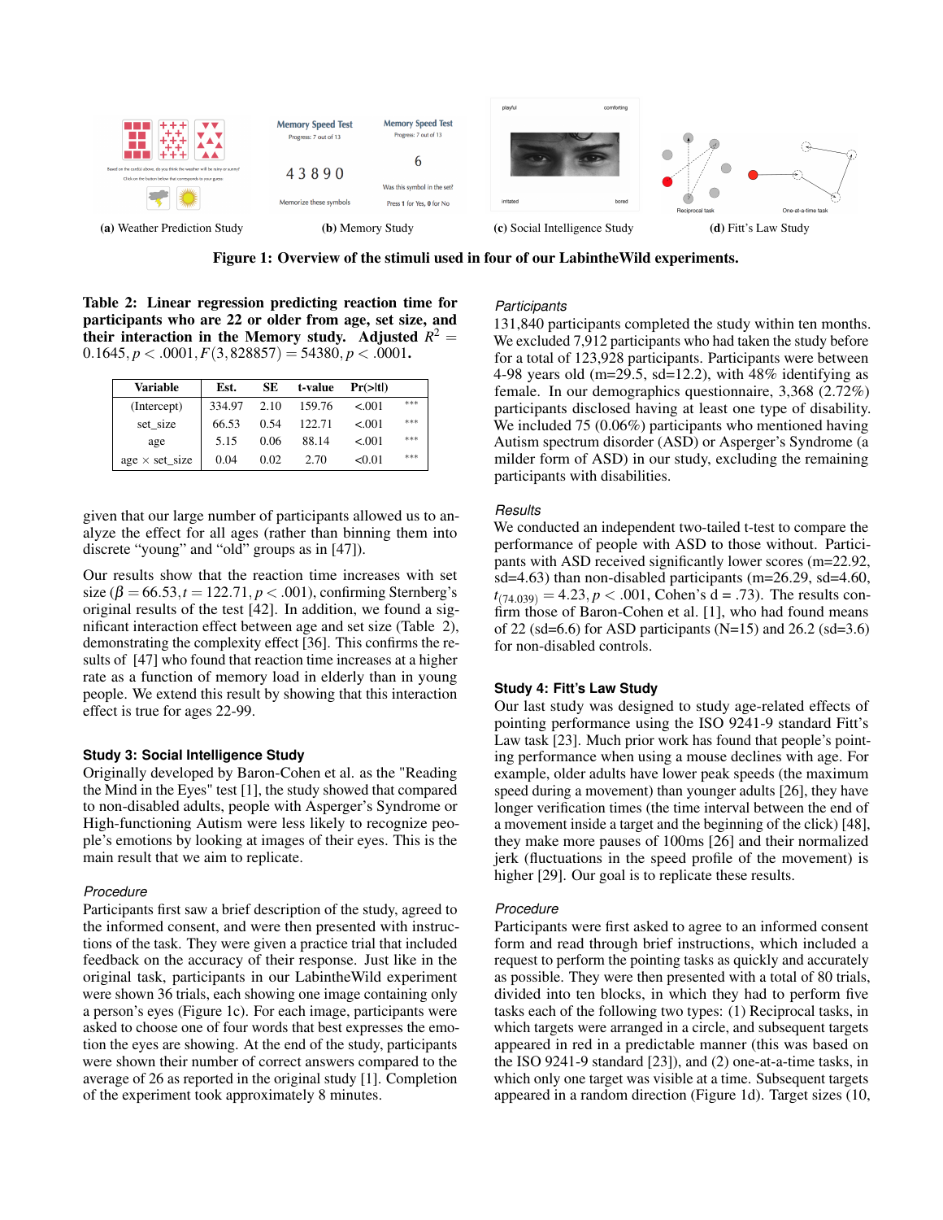(a) Weather Prediction Study (b) Memory Study (c) Social Intelligence Study (d) Fitt's Law Study

**Figure 1: Overview of the stimuli used in four of our LabintheWild experiments.**

**Table 2: Linear regression predicting reaction time for participants who are 22 or older from age, set size, and their interaction in the Memory study. Adjusted $R^2 = 0.1645, p < .0001, F(3, 828857) = 54380, p < .0001$.**

| Variable | Est. | SE | t-value | Pr(>\|t\|) | |
|---|---|---|---|---|---|
| (Intercept) | 334.97 | 2.10 | 159.76 | <.001 | *** |
| set_size | 66.53 | 0.54 | 122.71 | <.001 | *** |
| age | 5.15 | 0.06 | 88.14 | <.001 | *** |
| age × set_size | 0.04 | 0.02 | 2.70 | <0.01 | *** |

given that our large number of participants allowed us to analyze the effect for all ages (rather than binning them into discrete "young" and "old" groups as in [47]).

Our results show that the reaction time increases with set size ($\beta = 66.53, t = 122.71, p < .001$), confirming Sternberg's original results of the test [42]. In addition, we found a significant interaction effect between age and set size (Table 2), demonstrating the complexity effect [36]. This confirms the results of [47] who found that reaction time increases at a higher rate as a function of memory load in elderly than in young people. We extend this result by showing that this interaction effect is true for ages 22-99.

### Study 3: Social Intelligence Study

Originally developed by Baron-Cohen et al. as the "Reading the Mind in the Eyes" test [1], the study showed that compared to non-disabled adults, people with Asperger's Syndrome or High-functioning Autism were less likely to recognize people's emotions by looking at images of their eyes. This is the main result that we aim to replicate.

#### *Procedure*

Participants first saw a brief description of the study, agreed to the informed consent, and were then presented with instructions of the task. They were given a practice trial that included feedback on the accuracy of their response. Just like in the original task, participants in our LabintheWild experiment were shown 36 trials, each showing one image containing only a person's eyes (Figure 1c). For each image, participants were asked to choose one of four words that best expresses the emotion the eyes are showing. At the end of the study, participants were shown their number of correct answers compared to the average of 26 as reported in the original study [1]. Completion of the experiment took approximately 8 minutes.

#### *Participants*

131,840 participants completed the study within ten months. We excluded 7,912 participants who had taken the study before for a total of 123,928 participants. Participants were between 4-98 years old (m=29.5, sd=12.2), with 48% identifying as female. In our demographics questionnaire, 3,368 (2.72%) participants disclosed having at least one type of disability. We included 75 (0.06%) participants who mentioned having Autism spectrum disorder (ASD) or Asperger's Syndrome (a milder form of ASD) in our study, excluding the remaining participants with disabilities.

#### *Results*

We conducted an independent two-tailed t-test to compare the performance of people with ASD to those without. Participants with ASD received significantly lower scores (m=22.92, sd=4.63) than non-disabled participants (m=26.29, sd=4.60, $t_{(74.039)} = 4.23, p < .001$, Cohen's d = .73). The results confirm those of Baron-Cohen et al. [1], who had found means of 22 (sd=6.6) for ASD participants (N=15) and 26.2 (sd=3.6) for non-disabled controls.

### Study 4: Fitt's Law Study

Our last study was designed to study age-related effects of pointing performance using the ISO 9241-9 standard Fitt's Law task [23]. Much prior work has found that people's pointing performance when using a mouse declines with age. For example, older adults have lower peak speeds (the maximum speed during a movement) than younger adults [26], they have longer verification times (the time interval between the end of a movement inside a target and the beginning of the click) [48], they make more pauses of 100ms [26] and their normalized jerk (fluctuations in the speed profile of the movement) is higher [29]. Our goal is to replicate these results.

#### *Procedure*

Participants were first asked to agree to an informed consent form and read through brief instructions, which included a request to perform the pointing tasks as quickly and accurately as possible. They were then presented with a total of 80 trials, divided into ten blocks, in which they had to perform five tasks each of the following two types: (1) Reciprocal tasks, in which targets were arranged in a circle, and subsequent targets appeared in red in a predictable manner (this was based on the ISO 9241-9 standard [23]), and (2) one-at-a-time tasks, in which only one target was visible at a time. Subsequent targets appeared in a random direction (Figure 1d). Target sizes (10,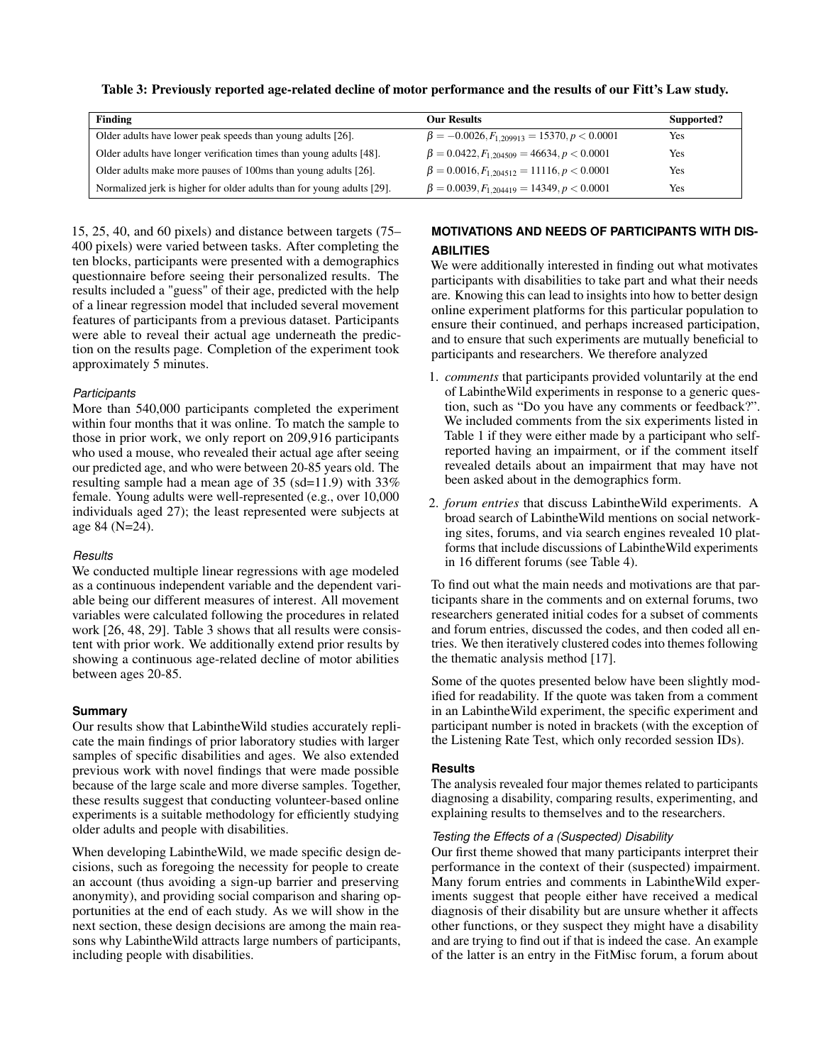Table 3: Previously reported age-related decline of motor performance and the results of our Fitt's Law study.

| Finding | Our Results | Supported? |
|---|---|---|
| Older adults have lower peak speeds than young adults [26]. | $\beta = -0.0026, F_{1,209913} = 15370, p < 0.0001$ | Yes |
| Older adults have longer verification times than young adults [48]. | $\beta = 0.0422, F_{1,204509} = 46634, p < 0.0001$ | Yes |
| Older adults make more pauses of 100ms than young adults [26]. | $\beta = 0.0016, F_{1,204512} = 11116, p < 0.0001$ | Yes |
| Normalized jerk is higher for older adults than for young adults [29]. | $\beta = 0.0039, F_{1,204419} = 14349, p < 0.0001$ | Yes |

15, 25, 40, and 60 pixels) and distance between targets (75–400 pixels) were varied between tasks. After completing the ten blocks, participants were presented with a demographics questionnaire before seeing their personalized results. The results included a "guess" of their age, predicted with the help of a linear regression model that included several movement features of participants from a previous dataset. Participants were able to reveal their actual age underneath the prediction on the results page. Completion of the experiment took approximately 5 minutes.

#### *Participants*

More than 540,000 participants completed the experiment within four months that it was online. To match the sample to those in prior work, we only report on 209,916 participants who used a mouse, who revealed their actual age after seeing our predicted age, and who were between 20-85 years old. The resulting sample had a mean age of 35 (sd=11.9) with 33% female. Young adults were well-represented (e.g., over 10,000 individuals aged 27); the least represented were subjects at age 84 (N=24).

#### *Results*

We conducted multiple linear regressions with age modeled as a continuous independent variable and the dependent variable being our different measures of interest. All movement variables were calculated following the procedures in related work [26, 48, 29]. Table 3 shows that all results were consistent with prior work. We additionally extend prior results by showing a continuous age-related decline of motor abilities between ages 20-85.

### Summary

Our results show that LabintheWild studies accurately replicate the main findings of prior laboratory studies with larger samples of specific disabilities and ages. We also extended previous work with novel findings that were made possible because of the large scale and more diverse samples. Together, these results suggest that conducting volunteer-based online experiments is a suitable methodology for efficiently studying older adults and people with disabilities.

When developing LabintheWild, we made specific design decisions, such as foregoing the necessity for people to create an account (thus avoiding a sign-up barrier and preserving anonymity), and providing social comparison and sharing opportunities at the end of each study. As we will show in the next section, these design decisions are among the main reasons why LabintheWild attracts large numbers of participants, including people with disabilities.

## MOTIVATIONS AND NEEDS OF PARTICIPANTS WITH DISABILITIES

We were additionally interested in finding out what motivates participants with disabilities to take part and what their needs are. Knowing this can lead to insights into how to better design online experiment platforms for this particular population to ensure their continued, and perhaps increased participation, and to ensure that such experiments are mutually beneficial to participants and researchers. We therefore analyzed

1. *comments* that participants provided voluntarily at the end of LabintheWild experiments in response to a generic question, such as "Do you have any comments or feedback?". We included comments from the six experiments listed in Table 1 if they were either made by a participant who self-reported having an impairment, or if the comment itself revealed details about an impairment that may have not been asked about in the demographics form.
2. *forum entries* that discuss LabintheWild experiments. A broad search of LabintheWild mentions on social networking sites, forums, and via search engines revealed 10 platforms that include discussions of LabintheWild experiments in 16 different forums (see Table 4).

To find out what the main needs and motivations are that participants share in the comments and on external forums, two researchers generated initial codes for a subset of comments and forum entries, discussed the codes, and then coded all entries. We then iteratively clustered codes into themes following the thematic analysis method [17].

Some of the quotes presented below have been slightly modified for readability. If the quote was taken from a comment in an LabintheWild experiment, the specific experiment and participant number is noted in brackets (with the exception of the Listening Rate Test, which only recorded session IDs).

### Results

The analysis revealed four major themes related to participants diagnosing a disability, comparing results, experimenting, and explaining results to themselves and to the researchers.

#### *Testing the Effects of a (Suspected) Disability*

Our first theme showed that many participants interpret their performance in the context of their (suspected) impairment. Many forum entries and comments in LabintheWild experiments suggest that people either have received a medical diagnosis of their disability but are unsure whether it affects other functions, or they suspect they might have a disability and are trying to find out if that is indeed the case. An example of the latter is an entry in the FitMisc forum, a forum about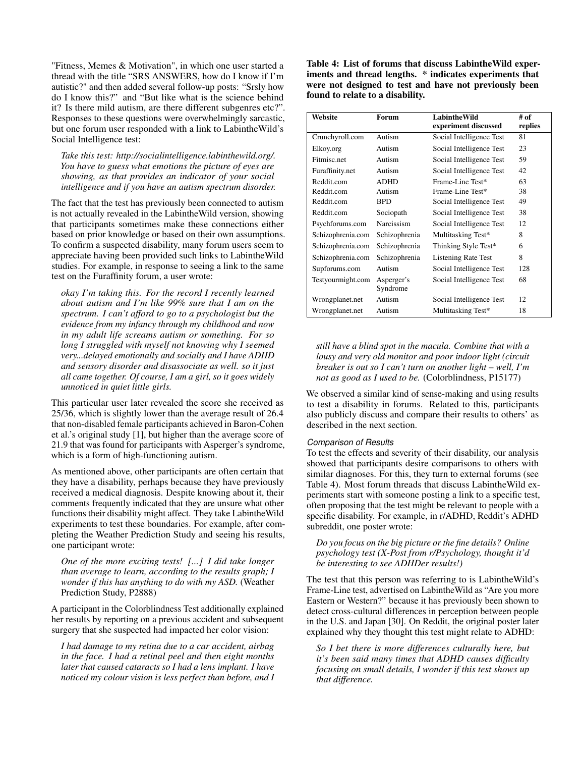"Fitness, Memes & Motivation", in which one user started a thread with the title "SRS ANSWERS, how do I know if I'm autistic?" and then added several follow-up posts: "Srsly how do I know this?" and "But like what is the science behind it? Is there mild autism, are there different subgenres etc?". Responses to these questions were overwhelmingly sarcastic, but one forum user responded with a link to LabintheWild's Social Intelligence test:

> *Take this test: http://socialintelligence.labinthewild.org/. You have to guess what emotions the picture of eyes are showing, as that provides an indicator of your social intelligence and if you have an autism spectrum disorder.*

The fact that the test has previously been connected to autism is not actually revealed in the LabintheWild version, showing that participants sometimes make these connections either based on prior knowledge or based on their own assumptions. To confirm a suspected disability, many forum users seem to appreciate having been provided such links to LabintheWild studies. For example, in response to seeing a link to the same test on the Furaffinity forum, a user wrote:

> *okay I'm taking this. For the record I recently learned about autism and I'm like 99% sure that I am on the spectrum. I can't afford to go to a psychologist but the evidence from my infancy through my childhood and now in my adult life screams autism or something. For so long I struggled with myself not knowing why I seemed very...delayed emotionally and socially and I have ADHD and sensory disorder and disassociate as well. so it just all came together. Of course, I am a girl, so it goes widely unnoticed in quiet little girls.*

This particular user later revealed the score she received as 25/36, which is slightly lower than the average result of 26.4 that non-disabled female participants achieved in Baron-Cohen et al.'s original study [1], but higher than the average score of 21.9 that was found for participants with Asperger's syndrome, which is a form of high-functioning autism.

As mentioned above, other participants are often certain that they have a disability, perhaps because they have previously received a medical diagnosis. Despite knowing about it, their comments frequently indicated that they are unsure what other functions their disability might affect. They take LabintheWild experiments to test these boundaries. For example, after completing the Weather Prediction Study and seeing his results, one participant wrote:

> *One of the more exciting tests! [...] I did take longer than average to learn, according to the results graph; I wonder if this has anything to do with my ASD.* (Weather Prediction Study, P2888)

A participant in the Colorblindness Test additionally explained her results by reporting on a previous accident and subsequent surgery that she suspected had impacted her color vision:

> *I had damage to my retina due to a car accident, airbag in the face. I had a retinal peel and then eight months later that caused cataracts so I had a lens implant. I have noticed my colour vision is less perfect than before, and I still have a blind spot in the macula. Combine that with a lousy and very old monitor and poor indoor light (circuit breaker is out so I can't turn on another light – well, I'm not as good as I used to be.* (Colorblindness, P15177)

**Table 4: List of forums that discuss LabintheWild experiments and thread lengths. * indicates experiments that were not designed to test and have not previously been found to relate to a disability.**

| Website | Forum | LabintheWild experiment discussed | # of replies |
|---|---|---|---|
| Crunchyroll.com | Autism | Social Intelligence Test | 81 |
| Elkoy.org | Autism | Social Intelligence Test | 23 |
| Fitmisc.net | Autism | Social Intelligence Test | 59 |
| Furaffinity.net | Autism | Social Intelligence Test | 42 |
| Reddit.com | ADHD | Frame-Line Test* | 63 |
| Reddit.com | Autism | Frame-Line Test* | 38 |
| Reddit.com | BPD | Social Intelligence Test | 49 |
| Reddit.com | Sociopath | Social Intelligence Test | 38 |
| Psychforums.com | Narcissism | Social Intelligence Test | 12 |
| Schizophrenia.com | Schizophrenia | Multitasking Test* | 8 |
| Schizophrenia.com | Schizophrenia | Thinking Style Test* | 6 |
| Schizophrenia.com | Schizophrenia | Listening Rate Test | 8 |
| Supforums.com | Autism | Social Intelligence Test | 128 |
| Testyourmight.com | Asperger's Syndrome | Social Intelligence Test | 68 |
| Wrongplanet.net | Autism | Social Intelligence Test | 12 |
| Wrongplanet.net | Autism | Multitasking Test* | 18 |

We observed a similar kind of sense-making and using results to test a disability in forums. Related to this, participants also publicly discuss and compare their results to others' as described in the next section.

### Comparison of Results

To test the effects and severity of their disability, our analysis showed that participants desire comparisons to others with similar diagnoses. For this, they turn to external forums (see Table 4). Most forum threads that discuss LabintheWild experiments start with someone posting a link to a specific test, often proposing that the test might be relevant to people with a specific disability. For example, in r/ADHD, Reddit's ADHD subreddit, one poster wrote:

> *Do you focus on the big picture or the fine details? Online psychology test (X-Post from r/Psychology, thought it'd be interesting to see ADHDer results!)*

The test that this person was referring to is LabintheWild's Frame-Line test, advertised on LabintheWild as "Are you more Eastern or Western?" because it has previously been shown to detect cross-cultural differences in perception between people in the U.S. and Japan [30]. On Reddit, the original poster later explained why they thought this test might relate to ADHD:

> *So I bet there is more differences culturally here, but it's been said many times that ADHD causes difficulty focusing on small details, I wonder if this test shows up that difference.*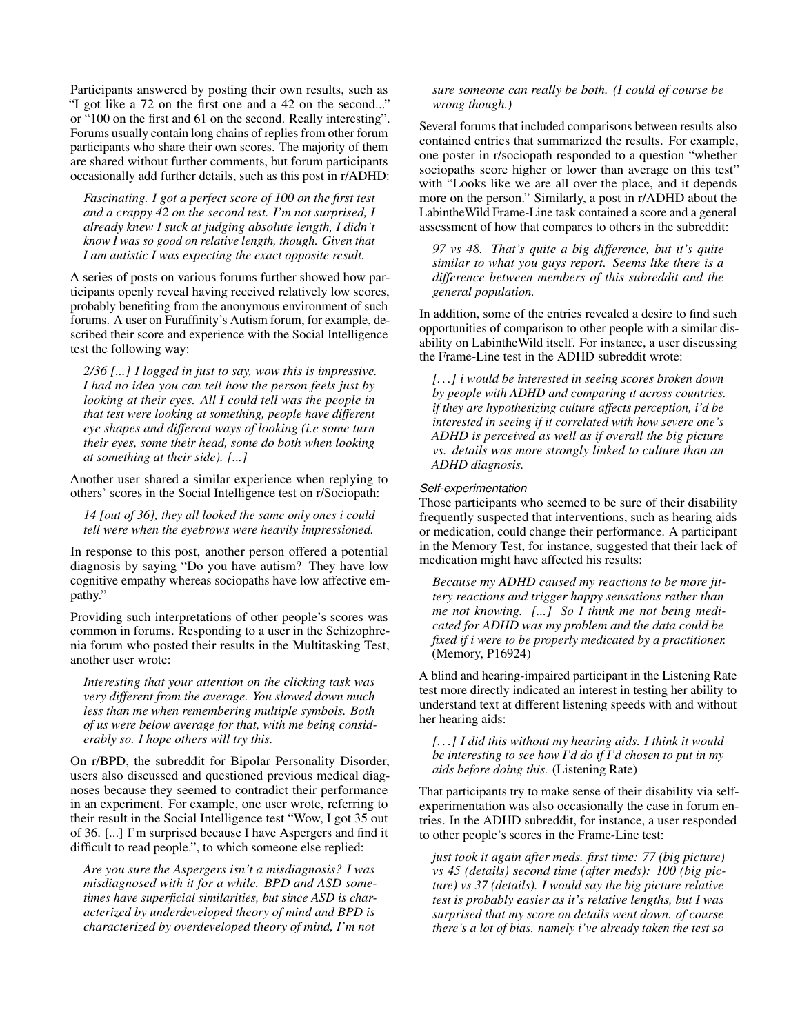Participants answered by posting their own results, such as "I got like a 72 on the first one and a 42 on the second..." or "100 on the first and 61 on the second. Really interesting". Forums usually contain long chains of replies from other forum participants who share their own scores. The majority of them are shared without further comments, but forum participants occasionally add further details, such as this post in r/ADHD:

> *Fascinating. I got a perfect score of 100 on the first test and a crappy 42 on the second test. I'm not surprised, I already knew I suck at judging absolute length, I didn't know I was so good on relative length, though. Given that I am autistic I was expecting the exact opposite result.*

A series of posts on various forums further showed how participants openly reveal having received relatively low scores, probably benefiting from the anonymous environment of such forums. A user on Furaffinity's Autism forum, for example, described their score and experience with the Social Intelligence test the following way:

> *2/36 [...] I logged in just to say, wow this is impressive. I had no idea you can tell how the person feels just by looking at their eyes. All I could tell was the people in that test were looking at something, people have different eye shapes and different ways of looking (i.e some turn their eyes, some their head, some do both when looking at something at their side). [...]*

Another user shared a similar experience when replying to others' scores in the Social Intelligence test on r/Sociopath:

> *14 [out of 36], they all looked the same only ones i could tell were when the eyebrows were heavily impressioned.*

In response to this post, another person offered a potential diagnosis by saying "Do you have autism? They have low cognitive empathy whereas sociopaths have low affective empathy."

Providing such interpretations of other people's scores was common in forums. Responding to a user in the Schizophrenia forum who posted their results in the Multitasking Test, another user wrote:

> *Interesting that your attention on the clicking task was very different from the average. You slowed down much less than me when remembering multiple symbols. Both of us were below average for that, with me being considerably so. I hope others will try this.*

On r/BPD, the subreddit for Bipolar Personality Disorder, users also discussed and questioned previous medical diagnoses because they seemed to contradict their performance in an experiment. For example, one user wrote, referring to their result in the Social Intelligence test "Wow, I got 35 out of 36. [...] I'm surprised because I have Aspergers and find it difficult to read people.", to which someone else replied:

> *Are you sure the Aspergers isn't a misdiagnosis? I was misdiagnosed with it for a while. BPD and ASD sometimes have superficial similarities, but since ASD is characterized by underdeveloped theory of mind and BPD is characterized by overdeveloped theory of mind, I'm not sure someone can really be both. (I could of course be wrong though.)*

Several forums that included comparisons between results also contained entries that summarized the results. For example, one poster in r/sociopath responded to a question "whether sociopaths score higher or lower than average on this test" with "Looks like we are all over the place, and it depends more on the person." Similarly, a post in r/ADHD about the LabintheWild Frame-Line task contained a score and a general assessment of how that compares to others in the subreddit:

> *97 vs 48. That's quite a big difference, but it's quite similar to what you guys report. Seems like there is a difference between members of this subreddit and the general population.*

In addition, some of the entries revealed a desire to find such opportunities of comparison to other people with a similar disability on LabintheWild itself. For instance, a user discussing the Frame-Line test in the ADHD subreddit wrote:

> *[...] i would be interested in seeing scores broken down by people with ADHD and comparing it across countries. if they are hypothesizing culture affects perception, i'd be interested in seeing if it correlated with how severe one's ADHD is perceived as well as if overall the big picture vs. details was more strongly linked to culture than an ADHD diagnosis.*

#### *Self-experimentation*

Those participants who seemed to be sure of their disability frequently suspected that interventions, such as hearing aids or medication, could change their performance. A participant in the Memory Test, for instance, suggested that their lack of medication might have affected his results:

> *Because my ADHD caused my reactions to be more jittery reactions and trigger happy sensations rather than me not knowing. [...] So I think me not being medicated for ADHD was my problem and the data could be fixed if i were to be properly medicated by a practitioner.* (Memory, P16924)

A blind and hearing-impaired participant in the Listening Rate test more directly indicated an interest in testing her ability to understand text at different listening speeds with and without her hearing aids:

> *[...] I did this without my hearing aids. I think it would be interesting to see how I'd do if I'd chosen to put in my aids before doing this.* (Listening Rate)

That participants try to make sense of their disability via self-experimentation was also occasionally the case in forum entries. In the ADHD subreddit, for instance, a user responded to other people's scores in the Frame-Line test:

> *just took it again after meds. first time: 77 (big picture) vs 45 (details) second time (after meds): 100 (big picture) vs 37 (details). I would say the big picture relative test is probably easier as it's relative lengths, but I was surprised that my score on details went down. of course there's a lot of bias. namely i've already taken the test so*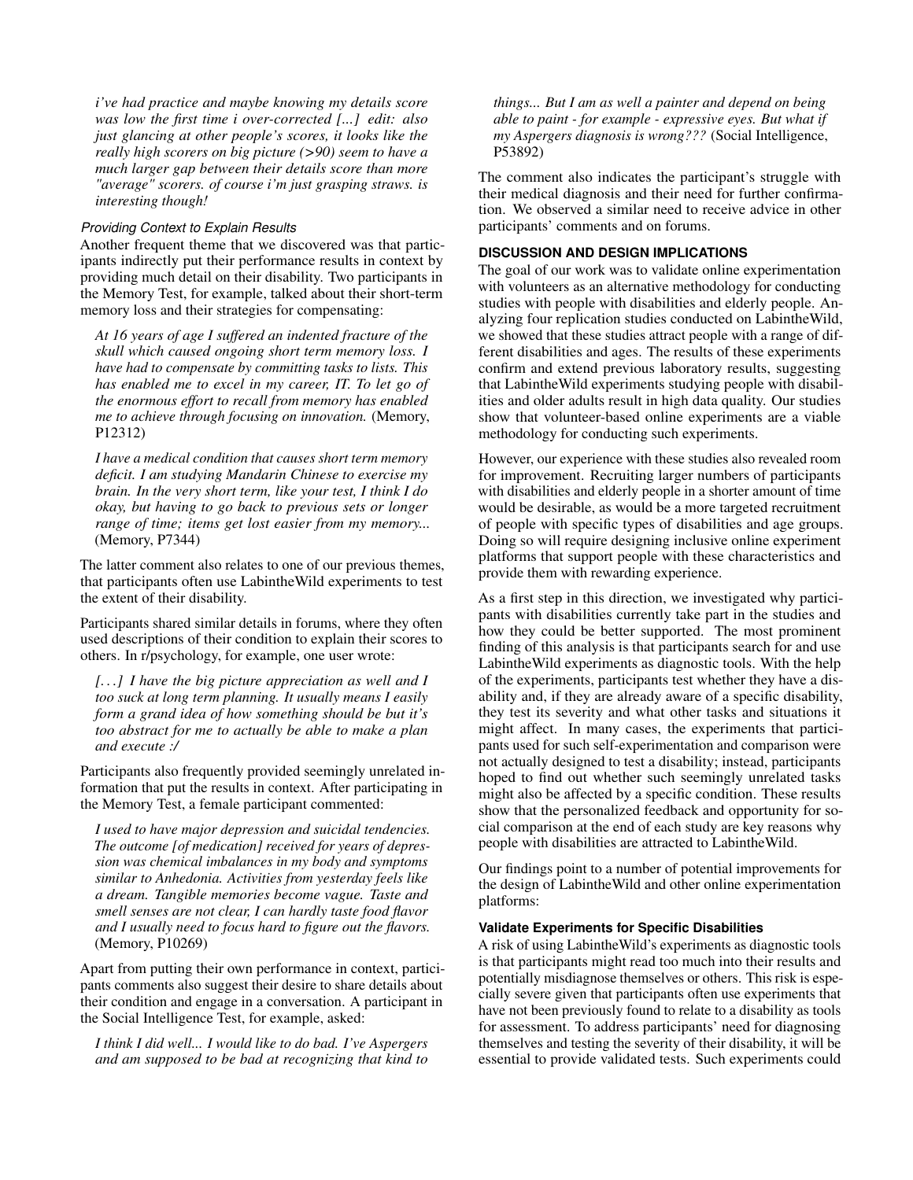*i've had practice and maybe knowing my details score was low the first time i over-corrected [...] edit: also just glancing at other people's scores, it looks like the really high scorers on big picture (>90) seem to have a much larger gap between their details score than more "average" scorers. of course i'm just grasping straws. is interesting though!*

#### Providing Context to Explain Results

Another frequent theme that we discovered was that participants indirectly put their performance results in context by providing much detail on their disability. Two participants in the Memory Test, for example, talked about their short-term memory loss and their strategies for compensating:

*At 16 years of age I suffered an indented fracture of the skull which caused ongoing short term memory loss. I have had to compensate by committing tasks to lists. This has enabled me to excel in my career, IT. To let go of the enormous effort to recall from memory has enabled me to achieve through focusing on innovation.* (Memory, P12312)

*I have a medical condition that causes short term memory deficit. I am studying Mandarin Chinese to exercise my brain. In the very short term, like your test, I think I do okay, but having to go back to previous sets or longer range of time; items get lost easier from my memory...* (Memory, P7344)

The latter comment also relates to one of our previous themes, that participants often use LabintheWild experiments to test the extent of their disability.

Participants shared similar details in forums, where they often used descriptions of their condition to explain their scores to others. In r/psychology, for example, one user wrote:

*[...] I have the big picture appreciation as well and I too suck at long term planning. It usually means I easily form a grand idea of how something should be but it's too abstract for me to actually be able to make a plan and execute :/*

Participants also frequently provided seemingly unrelated information that put the results in context. After participating in the Memory Test, a female participant commented:

*I used to have major depression and suicidal tendencies. The outcome [of medication] received for years of depression was chemical imbalances in my body and symptoms similar to Anhedonia. Activities from yesterday feels like a dream. Tangible memories become vague. Taste and smell senses are not clear, I can hardly taste food flavor and I usually need to focus hard to figure out the flavors.* (Memory, P10269)

Apart from putting their own performance in context, participants comments also suggest their desire to share details about their condition and engage in a conversation. A participant in the Social Intelligence Test, for example, asked:

*I think I did well... I would like to do bad. I've Aspergers and am supposed to be bad at recognizing that kind to things... But I am as well a painter and depend on being able to paint - for example - expressive eyes. But what if my Aspergers diagnosis is wrong???* (Social Intelligence, P53892)

The comment also indicates the participant's struggle with their medical diagnosis and their need for further confirmation. We observed a similar need to receive advice in other participants' comments and on forums.

## DISCUSSION AND DESIGN IMPLICATIONS

The goal of our work was to validate online experimentation with volunteers as an alternative methodology for conducting studies with people with disabilities and elderly people. Analyzing four replication studies conducted on LabintheWild, we showed that these studies attract people with a range of different disabilities and ages. The results of these experiments confirm and extend previous laboratory results, suggesting that LabintheWild experiments studying people with disabilities and older adults result in high data quality. Our studies show that volunteer-based online experiments are a viable methodology for conducting such experiments.

However, our experience with these studies also revealed room for improvement. Recruiting larger numbers of participants with disabilities and elderly people in a shorter amount of time would be desirable, as would be a more targeted recruitment of people with specific types of disabilities and age groups. Doing so will require designing inclusive online experiment platforms that support people with these characteristics and provide them with rewarding experience.

As a first step in this direction, we investigated why participants with disabilities currently take part in the studies and how they could be better supported. The most prominent finding of this analysis is that participants search for and use LabintheWild experiments as diagnostic tools. With the help of the experiments, participants test whether they have a disability and, if they are already aware of a specific disability, they test its severity and what other tasks and situations it might affect. In many cases, the experiments that participants used for such self-experimentation and comparison were not actually designed to test a disability; instead, participants hoped to find out whether such seemingly unrelated tasks might also be affected by a specific condition. These results show that the personalized feedback and opportunity for social comparison at the end of each study are key reasons why people with disabilities are attracted to LabintheWild.

Our findings point to a number of potential improvements for the design of LabintheWild and other online experimentation platforms:

### Validate Experiments for Specific Disabilities

A risk of using LabintheWild's experiments as diagnostic tools is that participants might read too much into their results and potentially misdiagnose themselves or others. This risk is especially severe given that participants often use experiments that have not been previously found to relate to a disability as tools for assessment. To address participants' need for diagnosing themselves and testing the severity of their disability, it will be essential to provide validated tests. Such experiments could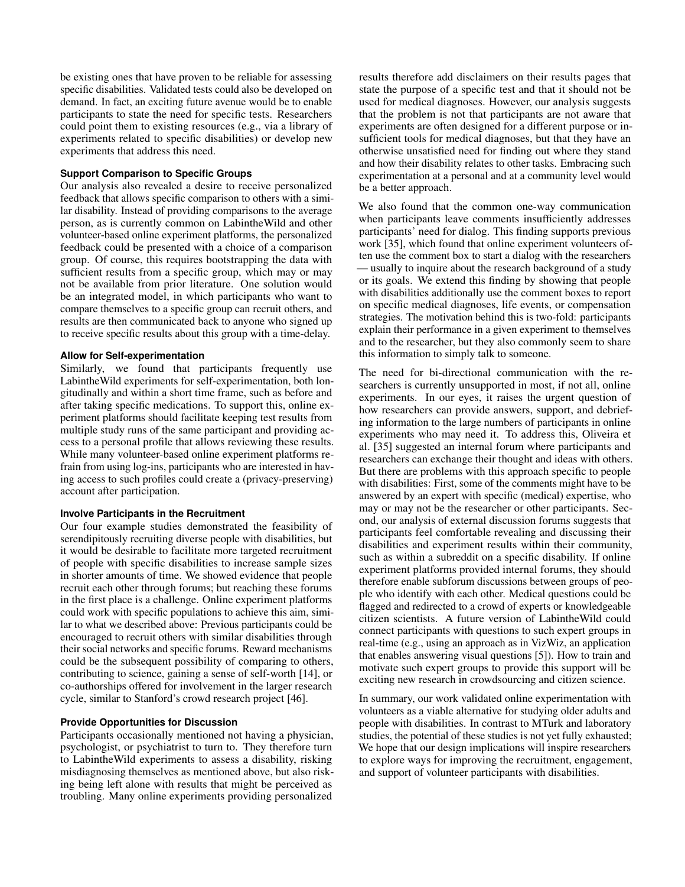be existing ones that have proven to be reliable for assessing specific disabilities. Validated tests could also be developed on demand. In fact, an exciting future avenue would be to enable participants to state the need for specific tests. Researchers could point them to existing resources (e.g., via a library of experiments related to specific disabilities) or develop new experiments that address this need.

### Support Comparison to Specific Groups

Our analysis also revealed a desire to receive personalized feedback that allows specific comparison to others with a similar disability. Instead of providing comparisons to the average person, as is currently common on LabintheWild and other volunteer-based online experiment platforms, the personalized feedback could be presented with a choice of a comparison group. Of course, this requires bootstrapping the data with sufficient results from a specific group, which may or may not be available from prior literature. One solution would be an integrated model, in which participants who want to compare themselves to a specific group can recruit others, and results are then communicated back to anyone who signed up to receive specific results about this group with a time-delay.

### Allow for Self-experimentation

Similarly, we found that participants frequently use LabintheWild experiments for self-experimentation, both longitudinally and within a short time frame, such as before and after taking specific medications. To support this, online experiment platforms should facilitate keeping test results from multiple study runs of the same participant and providing access to a personal profile that allows reviewing these results. While many volunteer-based online experiment platforms refrain from using log-ins, participants who are interested in having access to such profiles could create a (privacy-preserving) account after participation.

### Involve Participants in the Recruitment

Our four example studies demonstrated the feasibility of serendipitously recruiting diverse people with disabilities, but it would be desirable to facilitate more targeted recruitment of people with specific disabilities to increase sample sizes in shorter amounts of time. We showed evidence that people recruit each other through forums; but reaching these forums in the first place is a challenge. Online experiment platforms could work with specific populations to achieve this aim, similar to what we described above: Previous participants could be encouraged to recruit others with similar disabilities through their social networks and specific forums. Reward mechanisms could be the subsequent possibility of comparing to others, contributing to science, gaining a sense of self-worth [14], or co-authorships offered for involvement in the larger research cycle, similar to Stanford's crowd research project [46].

### Provide Opportunities for Discussion

Participants occasionally mentioned not having a physician, psychologist, or psychiatrist to turn to. They therefore turn to LabintheWild experiments to assess a disability, risking misdiagnosing themselves as mentioned above, but also risking being left alone with results that might be perceived as troubling. Many online experiments providing personalized results therefore add disclaimers on their results pages that state the purpose of a specific test and that it should not be used for medical diagnoses. However, our analysis suggests that the problem is not that participants are not aware that experiments are often designed for a different purpose or insufficient tools for medical diagnoses, but that they have an otherwise unsatisfied need for finding out where they stand and how their disability relates to other tasks. Embracing such experimentation at a personal and at a community level would be a better approach.

We also found that the common one-way communication when participants leave comments insufficiently addresses participants' need for dialog. This finding supports previous work [35], which found that online experiment volunteers often use the comment box to start a dialog with the researchers — usually to inquire about the research background of a study or its goals. We extend this finding by showing that people with disabilities additionally use the comment boxes to report on specific medical diagnoses, life events, or compensation strategies. The motivation behind this is two-fold: participants explain their performance in a given experiment to themselves and to the researcher, but they also commonly seem to share this information to simply talk to someone.

The need for bi-directional communication with the researchers is currently unsupported in most, if not all, online experiments. In our eyes, it raises the urgent question of how researchers can provide answers, support, and debriefing information to the large numbers of participants in online experiments who may need it. To address this, Oliveira et al. [35] suggested an internal forum where participants and researchers can exchange their thought and ideas with others. But there are problems with this approach specific to people with disabilities: First, some of the comments might have to be answered by an expert with specific (medical) expertise, who may or may not be the researcher or other participants. Second, our analysis of external discussion forums suggests that participants feel comfortable revealing and discussing their disabilities and experiment results within their community, such as within a subreddit on a specific disability. If online experiment platforms provided internal forums, they should therefore enable subforum discussions between groups of people who identify with each other. Medical questions could be flagged and redirected to a crowd of experts or knowledgeable citizen scientists. A future version of LabintheWild could connect participants with questions to such expert groups in real-time (e.g., using an approach as in VizWiz, an application that enables answering visual questions [5]). How to train and motivate such expert groups to provide this support will be exciting new research in crowdsourcing and citizen science.

In summary, our work validated online experimentation with volunteers as a viable alternative for studying older adults and people with disabilities. In contrast to MTurk and laboratory studies, the potential of these studies is not yet fully exhausted; We hope that our design implications will inspire researchers to explore ways for improving the recruitment, engagement, and support of volunteer participants with disabilities.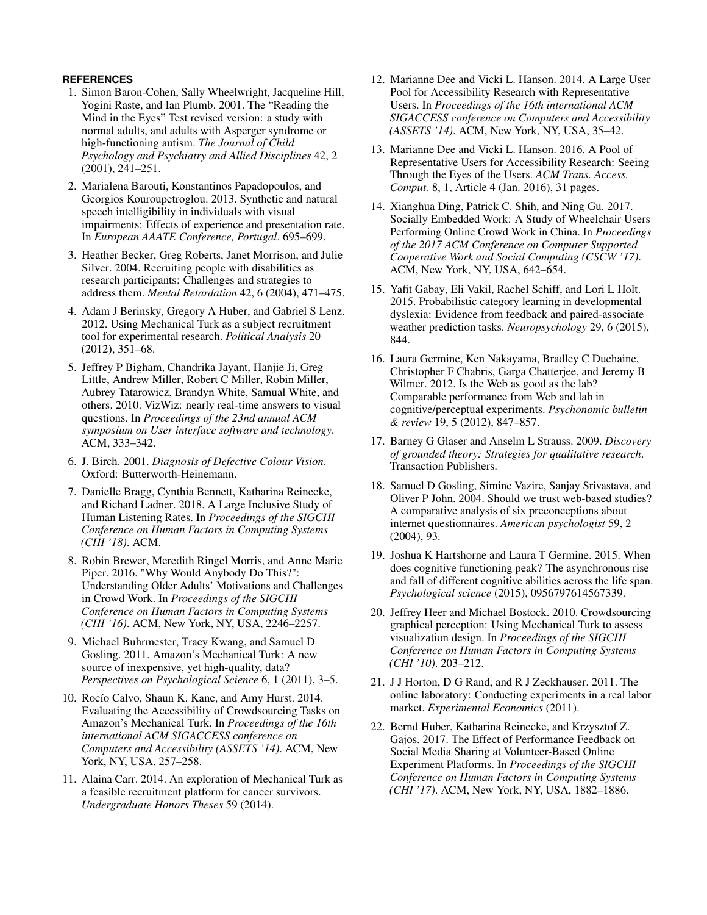## REFERENCES

1. Simon Baron-Cohen, Sally Wheelwright, Jacqueline Hill, Yogini Raste, and Ian Plumb. 2001. The "Reading the Mind in the Eyes" Test revised version: a study with normal adults, and adults with Asperger syndrome or high-functioning autism. *The Journal of Child Psychology and Psychiatry and Allied Disciplines* 42, 2 (2001), 241–251.
2. Marialena Barouti, Konstantinos Papadopoulos, and Georgios Kouroupetroglou. 2013. Synthetic and natural speech intelligibility in individuals with visual impairments: Effects of experience and presentation rate. In *European AAATE Conference, Portugal*. 695–699.
3. Heather Becker, Greg Roberts, Janet Morrison, and Julie Silver. 2004. Recruiting people with disabilities as research participants: Challenges and strategies to address them. *Mental Retardation* 42, 6 (2004), 471–475.
4. Adam J Berinsky, Gregory A Huber, and Gabriel S Lenz. 2012. Using Mechanical Turk as a subject recruitment tool for experimental research. *Political Analysis* 20 (2012), 351–68.
5. Jeffrey P Bigham, Chandrika Jayant, Hanjie Ji, Greg Little, Andrew Miller, Robert C Miller, Robin Miller, Aubrey Tatarowicz, Brandyn White, Samual White, and others. 2010. VizWiz: nearly real-time answers to visual questions. In *Proceedings of the 23nd annual ACM symposium on User interface software and technology*. ACM, 333–342.
6. J. Birch. 2001. *Diagnosis of Defective Colour Vision*. Oxford: Butterworth-Heinemann.
7. Danielle Bragg, Cynthia Bennett, Katharina Reinecke, and Richard Ladner. 2018. A Large Inclusive Study of Human Listening Rates. In *Proceedings of the SIGCHI Conference on Human Factors in Computing Systems (CHI '18)*. ACM.
8. Robin Brewer, Meredith Ringel Morris, and Anne Marie Piper. 2016. "Why Would Anybody Do This?": Understanding Older Adults' Motivations and Challenges in Crowd Work. In *Proceedings of the SIGCHI Conference on Human Factors in Computing Systems (CHI '16)*. ACM, New York, NY, USA, 2246–2257.
9. Michael Buhrmester, Tracy Kwang, and Samuel D Gosling. 2011. Amazon's Mechanical Turk: A new source of inexpensive, yet high-quality, data? *Perspectives on Psychological Science* 6, 1 (2011), 3–5.
10. Rocío Calvo, Shaun K. Kane, and Amy Hurst. 2014. Evaluating the Accessibility of Crowdsourcing Tasks on Amazon's Mechanical Turk. In *Proceedings of the 16th international ACM SIGACCESS conference on Computers and Accessibility (ASSETS '14)*. ACM, New York, NY, USA, 257–258.
11. Alaina Carr. 2014. An exploration of Mechanical Turk as a feasible recruitment platform for cancer survivors. *Undergraduate Honors Theses* 59 (2014).
12. Marianne Dee and Vicki L. Hanson. 2014. A Large User Pool for Accessibility Research with Representative Users. In *Proceedings of the 16th international ACM SIGACCESS conference on Computers and Accessibility (ASSETS '14)*. ACM, New York, NY, USA, 35–42.
13. Marianne Dee and Vicki L. Hanson. 2016. A Pool of Representative Users for Accessibility Research: Seeing Through the Eyes of the Users. *ACM Trans. Access. Comput.* 8, 1, Article 4 (Jan. 2016), 31 pages.
14. Xianghua Ding, Patrick C. Shih, and Ning Gu. 2017. Socially Embedded Work: A Study of Wheelchair Users Performing Online Crowd Work in China. In *Proceedings of the 2017 ACM Conference on Computer Supported Cooperative Work and Social Computing (CSCW '17)*. ACM, New York, NY, USA, 642–654.
15. Yafit Gabay, Eli Vakil, Rachel Schiff, and Lori L Holt. 2015. Probabilistic category learning in developmental dyslexia: Evidence from feedback and paired-associate weather prediction tasks. *Neuropsychology* 29, 6 (2015), 844.
16. Laura Germine, Ken Nakayama, Bradley C Duchaine, Christopher F Chabris, Garga Chatterjee, and Jeremy B Wilmer. 2012. Is the Web as good as the lab? Comparable performance from Web and lab in cognitive/perceptual experiments. *Psychonomic bulletin & review* 19, 5 (2012), 847–857.
17. Barney G Glaser and Anselm L Strauss. 2009. *Discovery of grounded theory: Strategies for qualitative research*. Transaction Publishers.
18. Samuel D Gosling, Simine Vazire, Sanjay Srivastava, and Oliver P John. 2004. Should we trust web-based studies? A comparative analysis of six preconceptions about internet questionnaires. *American psychologist* 59, 2 (2004), 93.
19. Joshua K Hartshorne and Laura T Germine. 2015. When does cognitive functioning peak? The asynchronous rise and fall of different cognitive abilities across the life span. *Psychological science* (2015), 0956797614567339.
20. Jeffrey Heer and Michael Bostock. 2010. Crowdsourcing graphical perception: Using Mechanical Turk to assess visualization design. In *Proceedings of the SIGCHI Conference on Human Factors in Computing Systems (CHI '10)*. 203–212.
21. J J Horton, D G Rand, and R J Zeckhauser. 2011. The online laboratory: Conducting experiments in a real labor market. *Experimental Economics* (2011).
22. Bernd Huber, Katharina Reinecke, and Krzysztof Z. Gajos. 2017. The Effect of Performance Feedback on Social Media Sharing at Volunteer-Based Online Experiment Platforms. In *Proceedings of the SIGCHI Conference on Human Factors in Computing Systems (CHI '17)*. ACM, New York, NY, USA, 1882–1886.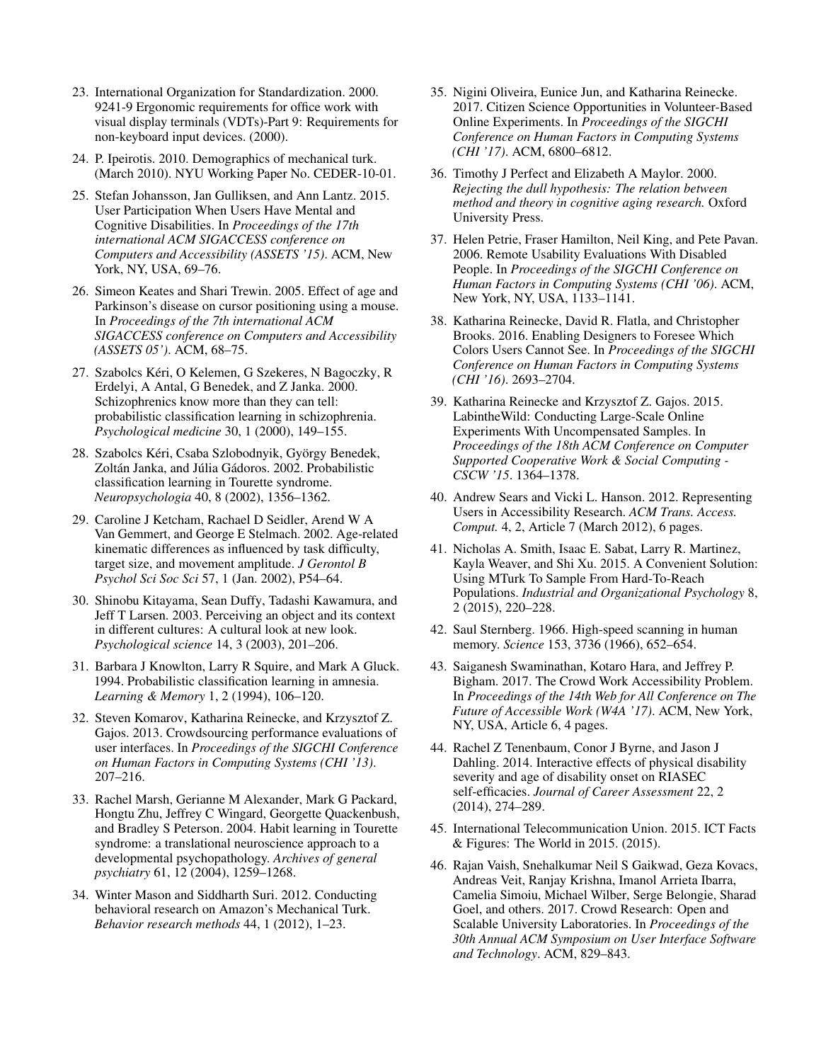23. International Organization for Standardization. 2000. 9241-9 Ergonomic requirements for office work with visual display terminals (VDTs)-Part 9: Requirements for non-keyboard input devices. (2000).

24. P. Ipeirotis. 2010. Demographics of mechanical turk. (March 2010). NYU Working Paper No. CEDER-10-01.

25. Stefan Johansson, Jan Gulliksen, and Ann Lantz. 2015. User Participation When Users Have Mental and Cognitive Disabilities. In *Proceedings of the 17th international ACM SIGACCESS conference on Computers and Accessibility (ASSETS '15)*. ACM, New York, NY, USA, 69–76.

26. Simeon Keates and Shari Trewin. 2005. Effect of age and Parkinson's disease on cursor positioning using a mouse. In *Proceedings of the 7th international ACM SIGACCESS conference on Computers and Accessibility (ASSETS 05')*. ACM, 68–75.

27. Szabolcs Kéri, O Kelemen, G Szekeres, N Bagoczky, R Erdelyi, A Antal, G Benedek, and Z Janka. 2000. Schizophrenics know more than they can tell: probabilistic classification learning in schizophrenia. *Psychological medicine* 30, 1 (2000), 149–155.

28. Szabolcs Kéri, Csaba Szlobodnyik, György Benedek, Zoltán Janka, and Júlia Gádoros. 2002. Probabilistic classification learning in Tourette syndrome. *Neuropsychologia* 40, 8 (2002), 1356–1362.

29. Caroline J Ketcham, Rachael D Seidler, Arend W A Van Gemmert, and George E Stelmach. 2002. Age-related kinematic differences as influenced by task difficulty, target size, and movement amplitude. *J Gerontol B Psychol Sci Soc Sci* 57, 1 (Jan. 2002), P54–64.

30. Shinobu Kitayama, Sean Duffy, Tadashi Kawamura, and Jeff T Larsen. 2003. Perceiving an object and its context in different cultures: A cultural look at new look. *Psychological science* 14, 3 (2003), 201–206.

31. Barbara J Knowlton, Larry R Squire, and Mark A Gluck. 1994. Probabilistic classification learning in amnesia. *Learning & Memory* 1, 2 (1994), 106–120.

32. Steven Komarov, Katharina Reinecke, and Krzysztof Z. Gajos. 2013. Crowdsourcing performance evaluations of user interfaces. In *Proceedings of the SIGCHI Conference on Human Factors in Computing Systems (CHI '13)*. 207–216.

33. Rachel Marsh, Gerianne M Alexander, Mark G Packard, Hongtu Zhu, Jeffrey C Wingard, Georgette Quackenbush, and Bradley S Peterson. 2004. Habit learning in Tourette syndrome: a translational neuroscience approach to a developmental psychopathology. *Archives of general psychiatry* 61, 12 (2004), 1259–1268.

34. Winter Mason and Siddharth Suri. 2012. Conducting behavioral research on Amazon's Mechanical Turk. *Behavior research methods* 44, 1 (2012), 1–23.

35. Nigini Oliveira, Eunice Jun, and Katharina Reinecke. 2017. Citizen Science Opportunities in Volunteer-Based Online Experiments. In *Proceedings of the SIGCHI Conference on Human Factors in Computing Systems (CHI '17)*. ACM, 6800–6812.

36. Timothy J Perfect and Elizabeth A Maylor. 2000. *Rejecting the dull hypothesis: The relation between method and theory in cognitive aging research.* Oxford University Press.

37. Helen Petrie, Fraser Hamilton, Neil King, and Pete Pavan. 2006. Remote Usability Evaluations With Disabled People. In *Proceedings of the SIGCHI Conference on Human Factors in Computing Systems (CHI '06)*. ACM, New York, NY, USA, 1133–1141.

38. Katharina Reinecke, David R. Flatla, and Christopher Brooks. 2016. Enabling Designers to Foresee Which Colors Users Cannot See. In *Proceedings of the SIGCHI Conference on Human Factors in Computing Systems (CHI '16)*. 2693–2704.

39. Katharina Reinecke and Krzysztof Z. Gajos. 2015. LabintheWild: Conducting Large-Scale Online Experiments With Uncompensated Samples. In *Proceedings of the 18th ACM Conference on Computer Supported Cooperative Work & Social Computing - CSCW '15*. 1364–1378.

40. Andrew Sears and Vicki L. Hanson. 2012. Representing Users in Accessibility Research. *ACM Trans. Access. Comput.* 4, 2, Article 7 (March 2012), 6 pages.

41. Nicholas A. Smith, Isaac E. Sabat, Larry R. Martinez, Kayla Weaver, and Shi Xu. 2015. A Convenient Solution: Using MTurk To Sample From Hard-To-Reach Populations. *Industrial and Organizational Psychology* 8, 2 (2015), 220–228.

42. Saul Sternberg. 1966. High-speed scanning in human memory. *Science* 153, 3736 (1966), 652–654.

43. Saiganesh Swaminathan, Kotaro Hara, and Jeffrey P. Bigham. 2017. The Crowd Work Accessibility Problem. In *Proceedings of the 14th Web for All Conference on The Future of Accessible Work (W4A '17)*. ACM, New York, NY, USA, Article 6, 4 pages.

44. Rachel Z Tenenbaum, Conor J Byrne, and Jason J Dahling. 2014. Interactive effects of physical disability severity and age of disability onset on RIASEC self-efficacies. *Journal of Career Assessment* 22, 2 (2014), 274–289.

45. International Telecommunication Union. 2015. ICT Facts & Figures: The World in 2015. (2015).

46. Rajan Vaish, Snehalkumar Neil S Gaikwad, Geza Kovacs, Andreas Veit, Ranjay Krishna, Imanol Arrieta Ibarra, Camelia Simoiu, Michael Wilber, Serge Belongie, Sharad Goel, and others. 2017. Crowd Research: Open and Scalable University Laboratories. In *Proceedings of the 30th Annual ACM Symposium on User Interface Software and Technology*. ACM, 829–843.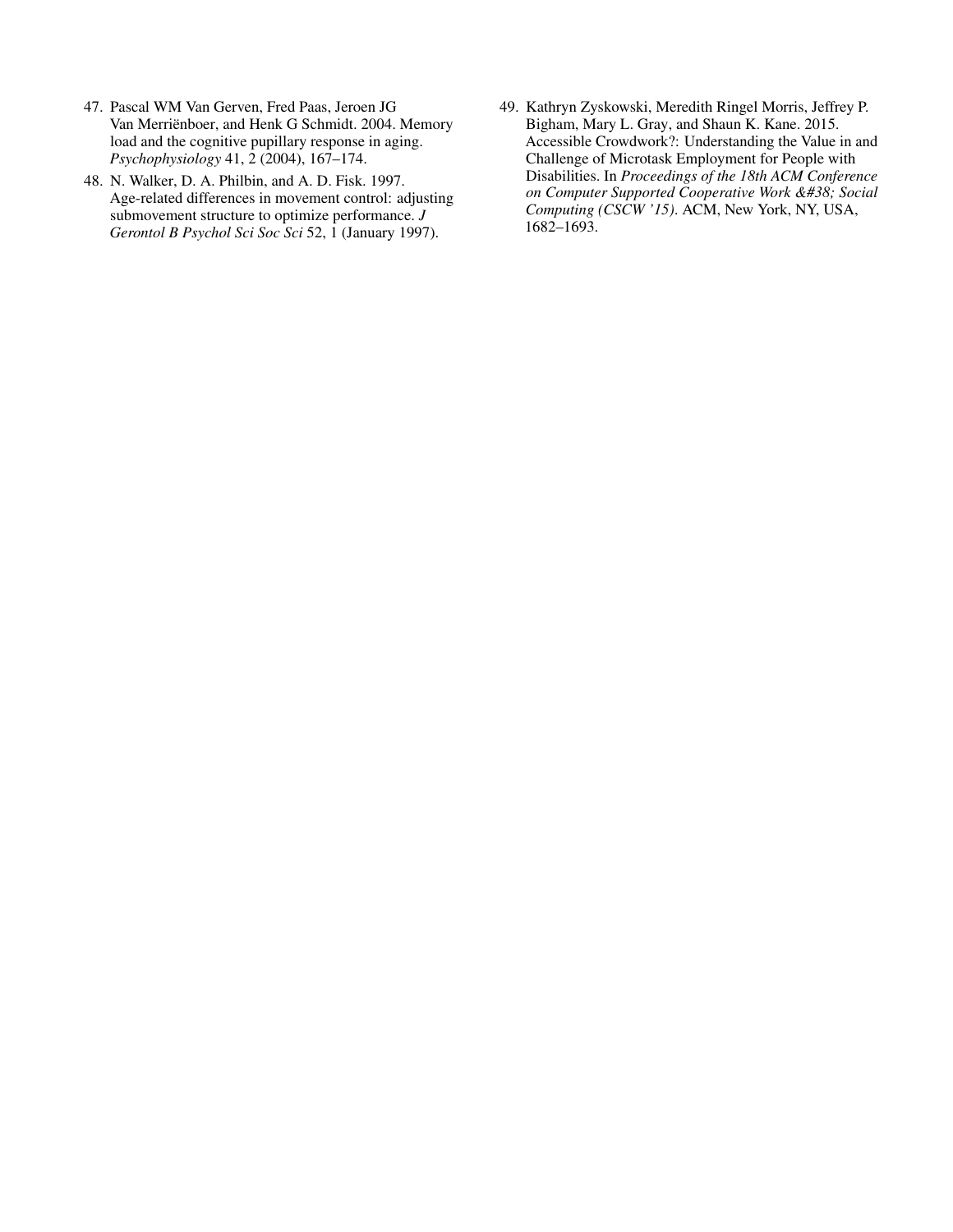47. Pascal WM Van Gerven, Fred Paas, Jeroen JG Van Merriënboer, and Henk G Schmidt. 2004. Memory load and the cognitive pupillary response in aging. *Psychophysiology* 41, 2 (2004), 167–174.

48. N. Walker, D. A. Philbin, and A. D. Fisk. 1997. Age-related differences in movement control: adjusting submovement structure to optimize performance. *J Gerontol B Psychol Sci Soc Sci* 52, 1 (January 1997).

49. Kathryn Zyskowski, Meredith Ringel Morris, Jeffrey P. Bigham, Mary L. Gray, and Shaun K. Kane. 2015. Accessible Crowdwork?: Understanding the Value in and Challenge of Microtask Employment for People with Disabilities. In *Proceedings of the 18th ACM Conference on Computer Supported Cooperative Work &#38; Social Computing (CSCW '15)*. ACM, New York, NY, USA, 1682–1693.